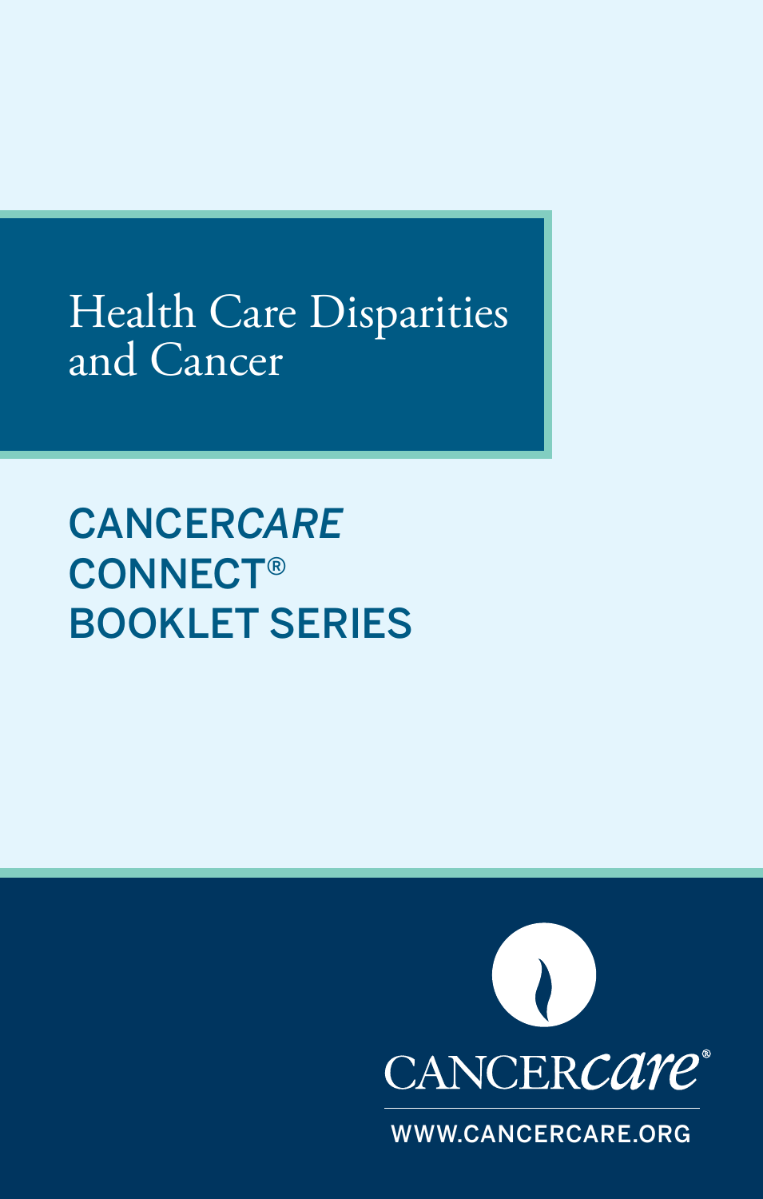# Health Care Disparities and Cancer

CANCER*CARE* CONNECT® BOOKLET SERIES

CANCER*care*®

WWW.CANCERCARE.ORG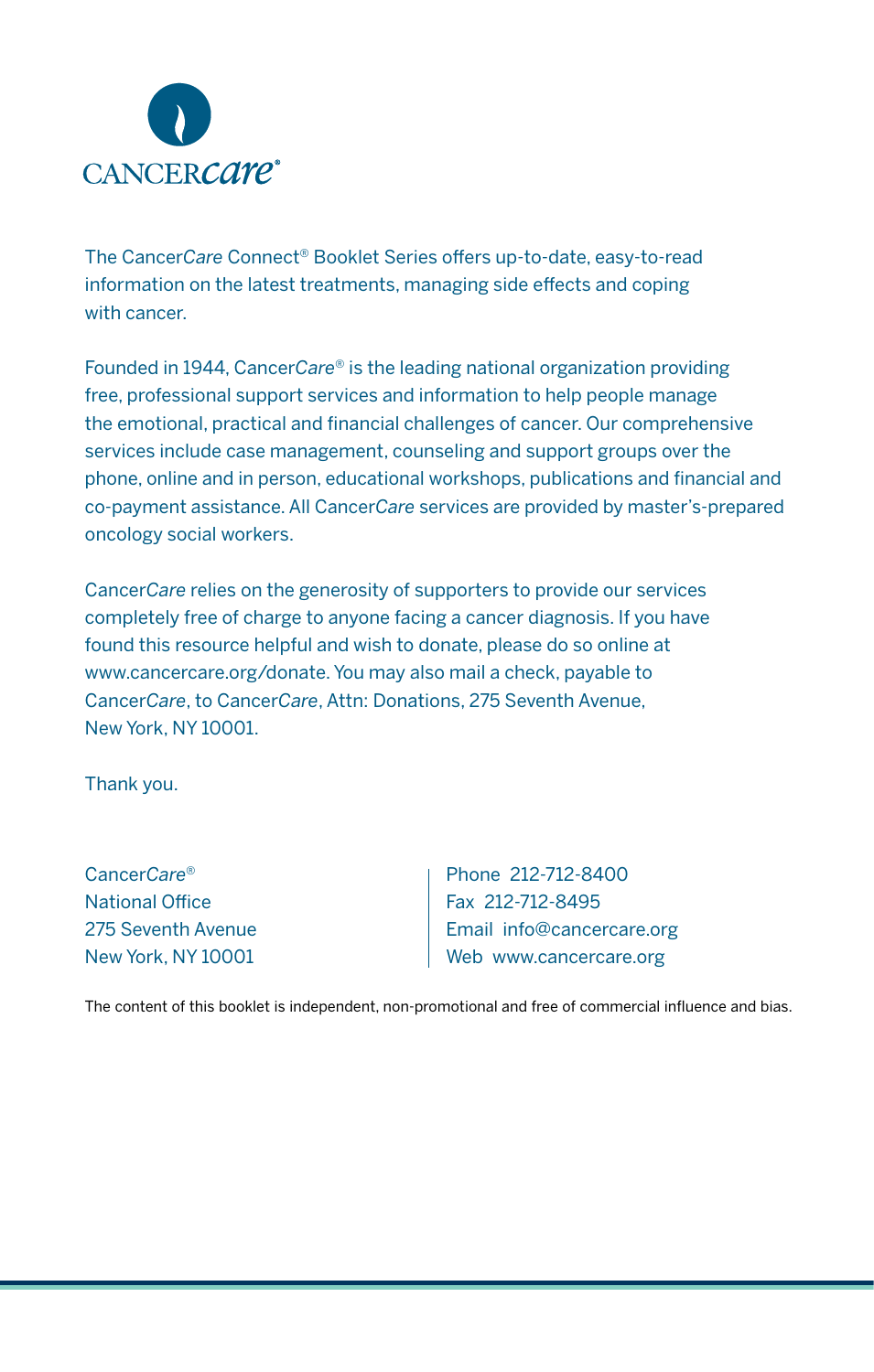CANCER*care*®

The Cancer*Care* Connect® Booklet Series offers up-to-date, easy-to-read information on the latest treatments, managing side effects and coping with cancer.

Founded in 1944, Cancer*Care*® is the leading national organization providing free, professional support services and information to help people manage the emotional, practical and financial challenges of cancer. Our comprehensive services include case management, counseling and support groups over the phone, online and in person, educational workshops, publications and financial and co-payment assistance. All Cancer*Care* services are provided by master's-prepared oncology social workers.

Cancer*Care* relies on the generosity of supporters to provide our services completely free of charge to anyone facing a cancer diagnosis. If you have found this resource helpful and wish to donate, please do so online at www.cancercare.org/donate. You may also mail a check, payable to Cancer*Care*, to Cancer*Care*, Attn: Donations, 275 Seventh Avenue, New York, NY 10001.

Thank you.

Cancer*Care*®
National Office
275 Seventh Avenue
New York, NY 10001

Phone 212-712-8400
Fax 212-712-8495
Email info@cancercare.org
Web www.cancercare.org

The content of this booklet is independent, non-promotional and free of commercial influence and bias.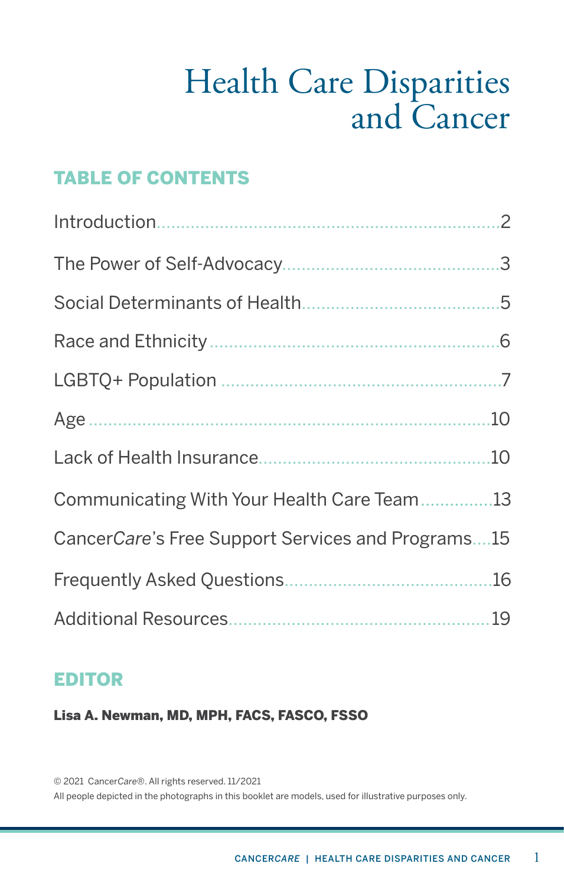# Health Care Disparities and Cancer

## TABLE OF CONTENTS

| | |
|---|---|
| Introduction | 2 |
| The Power of Self-Advocacy | 3 |
| Social Determinants of Health | 5 |
| Race and Ethnicity | 6 |
| LGBTQ+ Population | 7 |
| Age | 10 |
| Lack of Health Insurance | 10 |
| Communicating With Your Health Care Team | 13 |
| Cancer*Care*'s Free Support Services and Programs | 15 |
| Frequently Asked Questions | 16 |
| Additional Resources | 19 |

## EDITOR

**Lisa A. Newman, MD, MPH, FACS, FASCO, FSSO**

© 2021 Cancer*Care*®. All rights reserved. 11/2021

All people depicted in the photographs in this booklet are models, used for illustrative purposes only.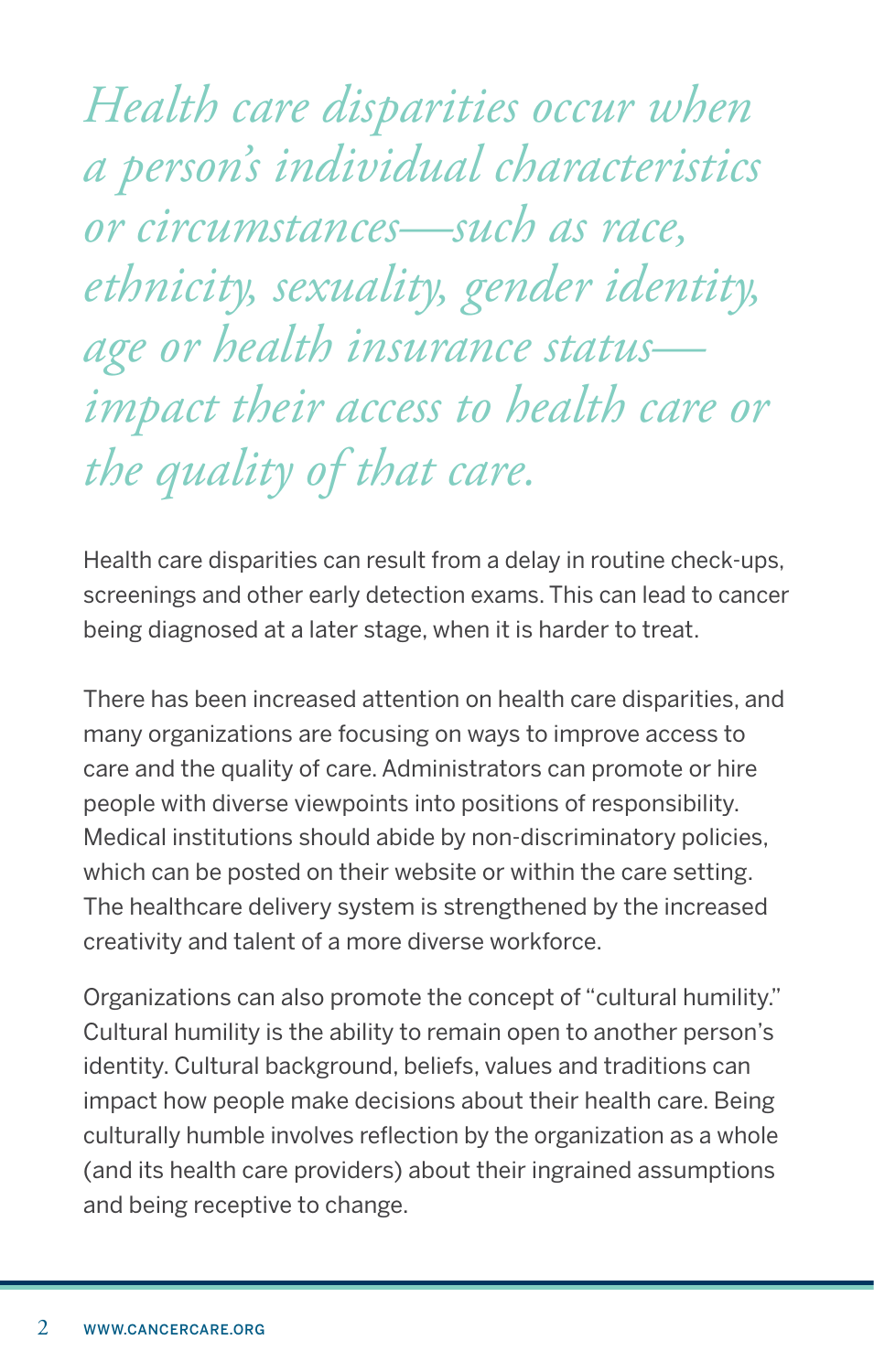*Health care disparities occur when a person's individual characteristics or circumstances—such as race, ethnicity, sexuality, gender identity, age or health insurance status—impact their access to health care or the quality of that care.*

Health care disparities can result from a delay in routine check-ups, screenings and other early detection exams. This can lead to cancer being diagnosed at a later stage, when it is harder to treat.

There has been increased attention on health care disparities, and many organizations are focusing on ways to improve access to care and the quality of care. Administrators can promote or hire people with diverse viewpoints into positions of responsibility. Medical institutions should abide by non-discriminatory policies, which can be posted on their website or within the care setting. The healthcare delivery system is strengthened by the increased creativity and talent of a more diverse workforce.

Organizations can also promote the concept of "cultural humility." Cultural humility is the ability to remain open to another person's identity. Cultural background, beliefs, values and traditions can impact how people make decisions about their health care. Being culturally humble involves reflection by the organization as a whole (and its health care providers) about their ingrained assumptions and being receptive to change.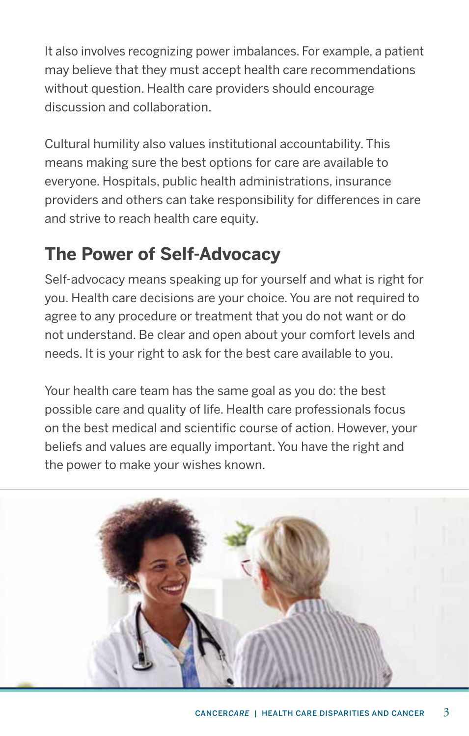It also involves recognizing power imbalances. For example, a patient may believe that they must accept health care recommendations without question. Health care providers should encourage discussion and collaboration.

Cultural humility also values institutional accountability. This means making sure the best options for care are available to everyone. Hospitals, public health administrations, insurance providers and others can take responsibility for differences in care and strive to reach health care equity.

## The Power of Self-Advocacy

Self-advocacy means speaking up for yourself and what is right for you. Health care decisions are your choice. You are not required to agree to any procedure or treatment that you do not want or do not understand. Be clear and open about your comfort levels and needs. It is your right to ask for the best care available to you.

Your health care team has the same goal as you do: the best possible care and quality of life. Health care professionals focus on the best medical and scientific course of action. However, your beliefs and values are equally important. You have the right and the power to make your wishes known.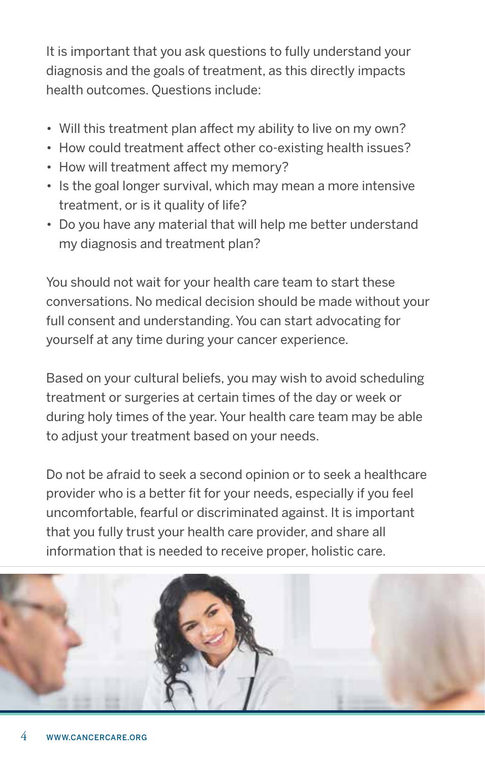It is important that you ask questions to fully understand your diagnosis and the goals of treatment, as this directly impacts health outcomes. Questions include:

- Will this treatment plan affect my ability to live on my own?
- How could treatment affect other co-existing health issues?
- How will treatment affect my memory?
- Is the goal longer survival, which may mean a more intensive treatment, or is it quality of life?
- Do you have any material that will help me better understand my diagnosis and treatment plan?

You should not wait for your health care team to start these conversations. No medical decision should be made without your full consent and understanding. You can start advocating for yourself at any time during your cancer experience.

Based on your cultural beliefs, you may wish to avoid scheduling treatment or surgeries at certain times of the day or week or during holy times of the year. Your health care team may be able to adjust your treatment based on your needs.

Do not be afraid to seek a second opinion or to seek a healthcare provider who is a better fit for your needs, especially if you feel uncomfortable, fearful or discriminated against. It is important that you fully trust your health care provider, and share all information that is needed to receive proper, holistic care.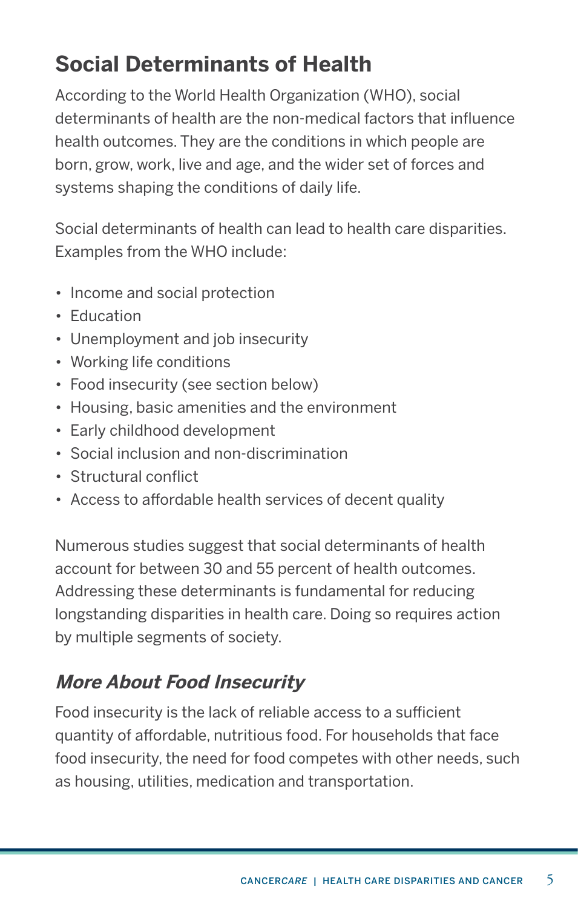## Social Determinants of Health

According to the World Health Organization (WHO), social determinants of health are the non-medical factors that influence health outcomes. They are the conditions in which people are born, grow, work, live and age, and the wider set of forces and systems shaping the conditions of daily life.

Social determinants of health can lead to health care disparities. Examples from the WHO include:

- Income and social protection
- Education
- Unemployment and job insecurity
- Working life conditions
- Food insecurity (see section below)
- Housing, basic amenities and the environment
- Early childhood development
- Social inclusion and non-discrimination
- Structural conflict
- Access to affordable health services of decent quality

Numerous studies suggest that social determinants of health account for between 30 and 55 percent of health outcomes. Addressing these determinants is fundamental for reducing longstanding disparities in health care. Doing so requires action by multiple segments of society.

### *More About Food Insecurity*

Food insecurity is the lack of reliable access to a sufficient quantity of affordable, nutritious food. For households that face food insecurity, the need for food competes with other needs, such as housing, utilities, medication and transportation.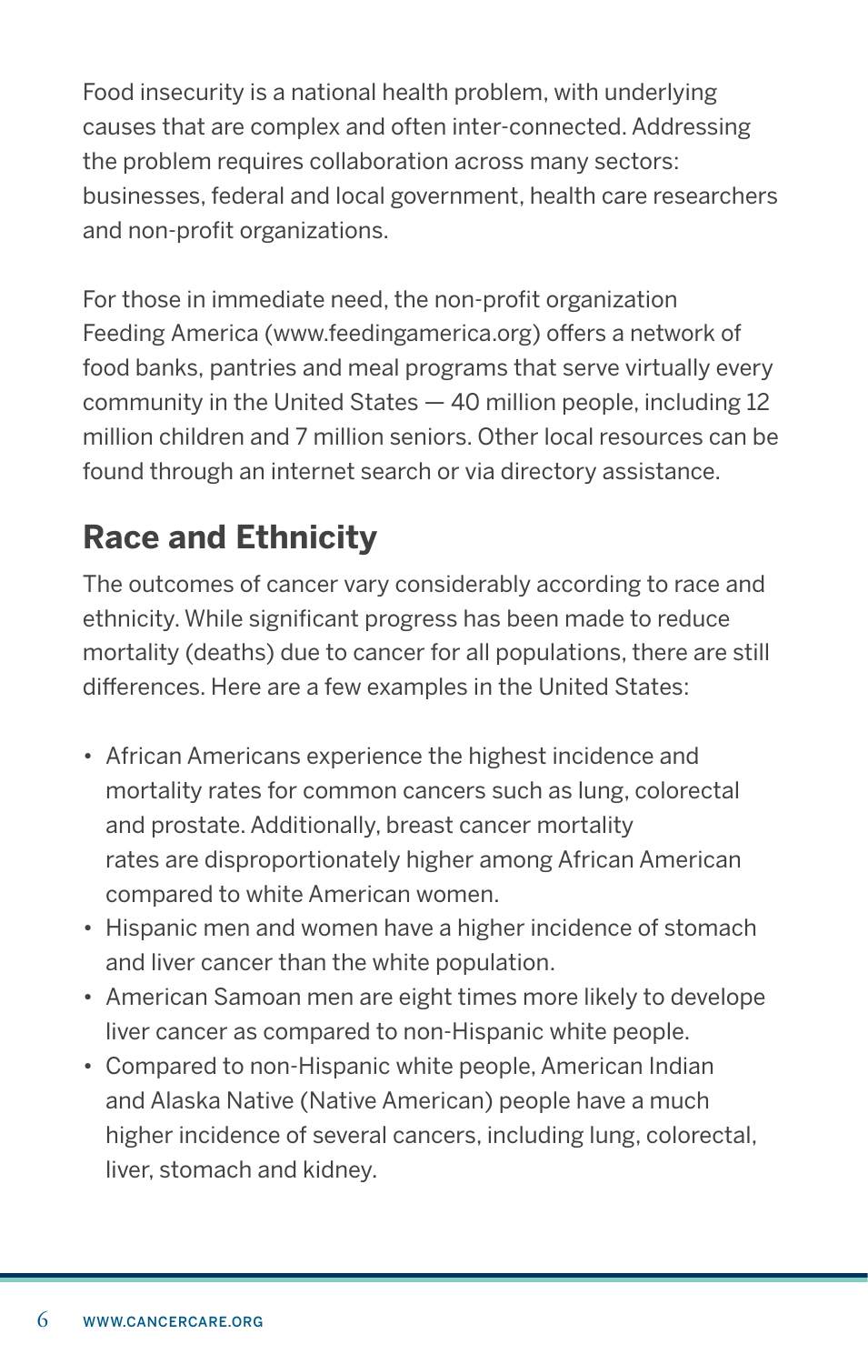Food insecurity is a national health problem, with underlying causes that are complex and often inter-connected. Addressing the problem requires collaboration across many sectors: businesses, federal and local government, health care researchers and non-profit organizations.

For those in immediate need, the non-profit organization Feeding America (www.feedingamerica.org) offers a network of food banks, pantries and meal programs that serve virtually every community in the United States — 40 million people, including 12 million children and 7 million seniors. Other local resources can be found through an internet search or via directory assistance.

## Race and Ethnicity

The outcomes of cancer vary considerably according to race and ethnicity. While significant progress has been made to reduce mortality (deaths) due to cancer for all populations, there are still differences. Here are a few examples in the United States:

- African Americans experience the highest incidence and mortality rates for common cancers such as lung, colorectal and prostate. Additionally, breast cancer mortality rates are disproportionately higher among African American compared to white American women.
- Hispanic men and women have a higher incidence of stomach and liver cancer than the white population.
- American Samoan men are eight times more likely to develope liver cancer as compared to non-Hispanic white people.
- Compared to non-Hispanic white people, American Indian and Alaska Native (Native American) people have a much higher incidence of several cancers, including lung, colorectal, liver, stomach and kidney.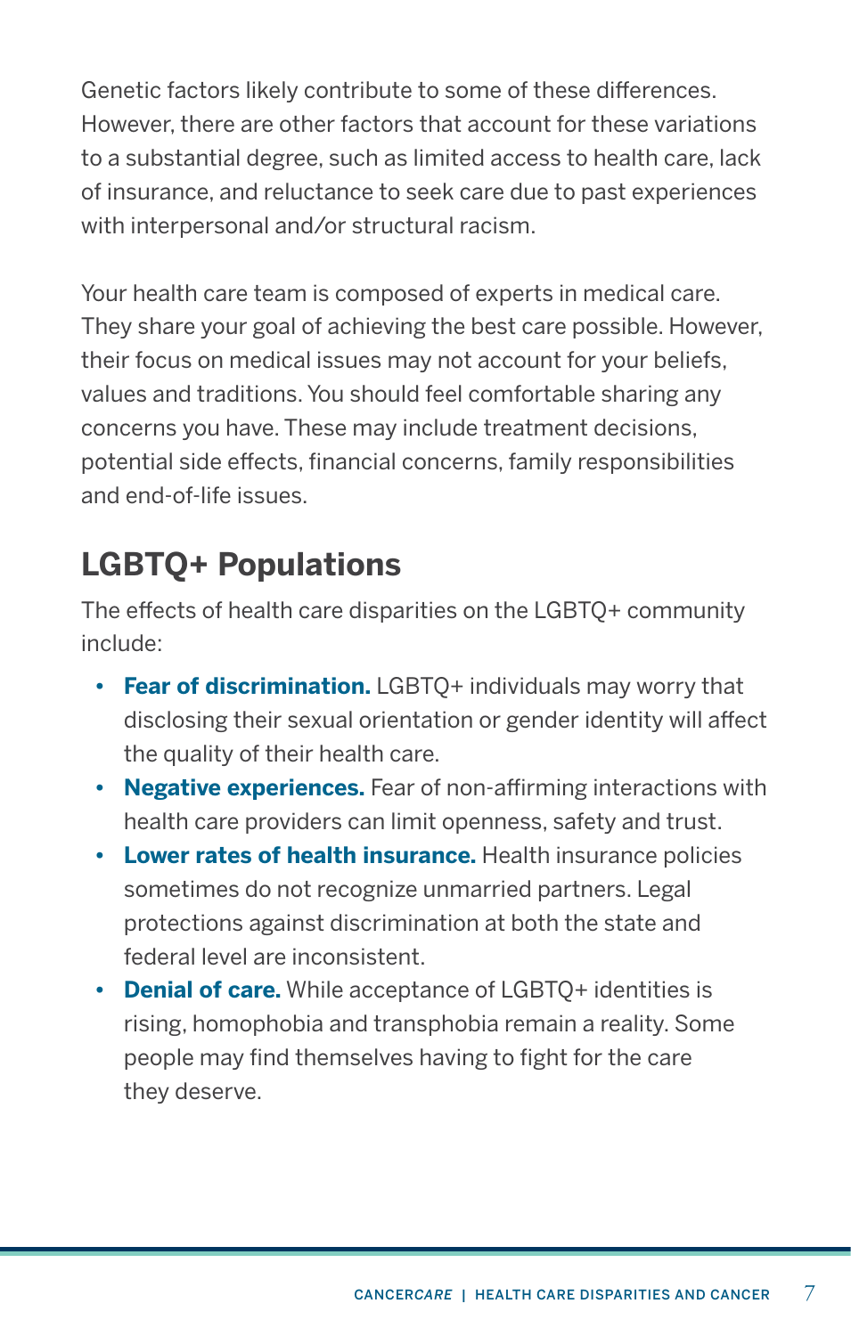Genetic factors likely contribute to some of these differences. However, there are other factors that account for these variations to a substantial degree, such as limited access to health care, lack of insurance, and reluctance to seek care due to past experiences with interpersonal and/or structural racism.

Your health care team is composed of experts in medical care. They share your goal of achieving the best care possible. However, their focus on medical issues may not account for your beliefs, values and traditions. You should feel comfortable sharing any concerns you have. These may include treatment decisions, potential side effects, financial concerns, family responsibilities and end-of-life issues.

## LGBTQ+ Populations

The effects of health care disparities on the LGBTQ+ community include:

- **Fear of discrimination.** LGBTQ+ individuals may worry that disclosing their sexual orientation or gender identity will affect the quality of their health care.
- **Negative experiences.** Fear of non-affirming interactions with health care providers can limit openness, safety and trust.
- **Lower rates of health insurance.** Health insurance policies sometimes do not recognize unmarried partners. Legal protections against discrimination at both the state and federal level are inconsistent.
- **Denial of care.** While acceptance of LGBTQ+ identities is rising, homophobia and transphobia remain a reality. Some people may find themselves having to fight for the care they deserve.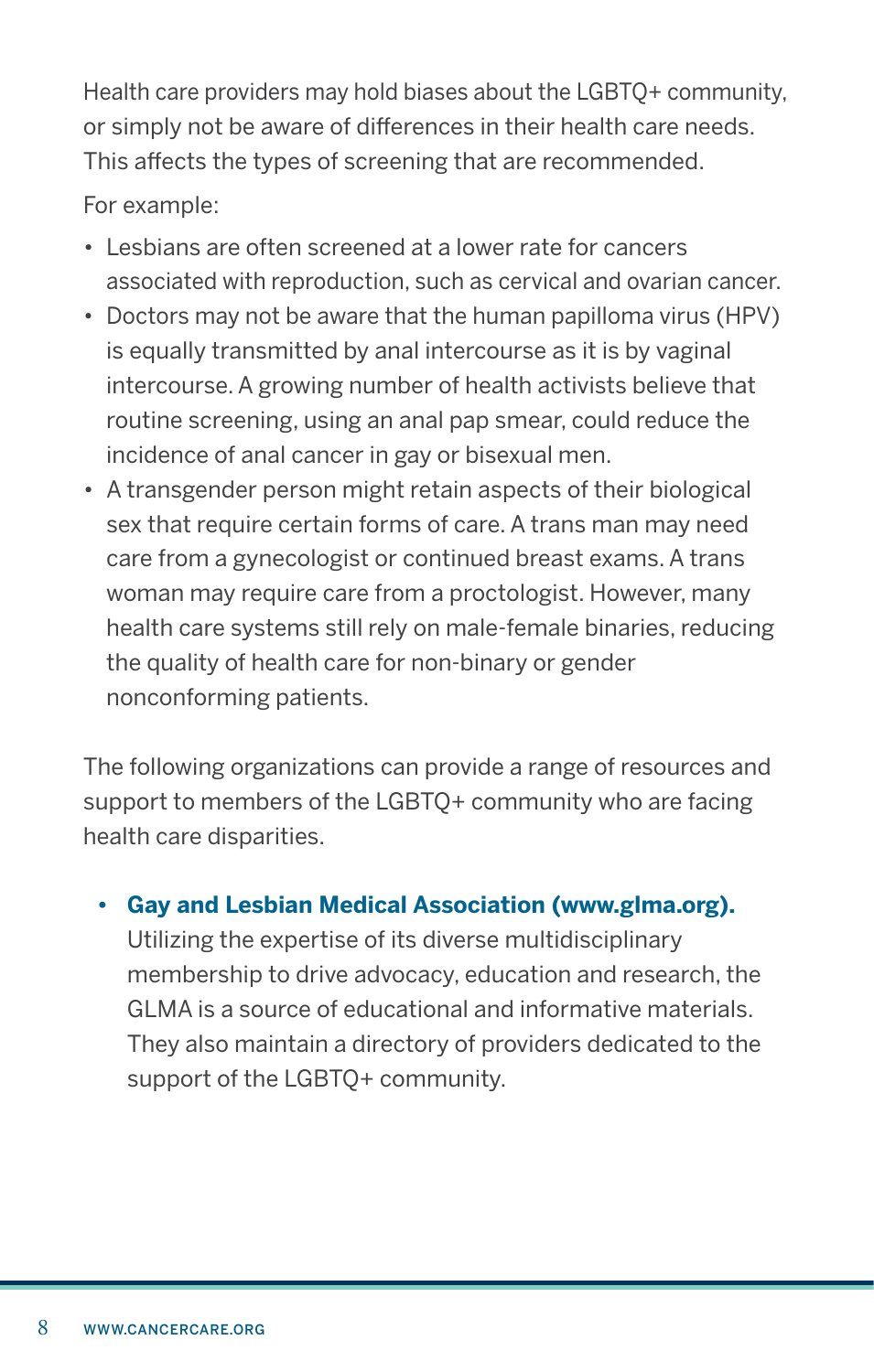Health care providers may hold biases about the LGBTQ+ community, or simply not be aware of differences in their health care needs. This affects the types of screening that are recommended.

For example:

- Lesbians are often screened at a lower rate for cancers associated with reproduction, such as cervical and ovarian cancer.
- Doctors may not be aware that the human papilloma virus (HPV) is equally transmitted by anal intercourse as it is by vaginal intercourse. A growing number of health activists believe that routine screening, using an anal pap smear, could reduce the incidence of anal cancer in gay or bisexual men.
- A transgender person might retain aspects of their biological sex that require certain forms of care. A trans man may need care from a gynecologist or continued breast exams. A trans woman may require care from a proctologist. However, many health care systems still rely on male-female binaries, reducing the quality of health care for non-binary or gender nonconforming patients.

The following organizations can provide a range of resources and support to members of the LGBTQ+ community who are facing health care disparities.

- **Gay and Lesbian Medical Association (www.glma.org).** Utilizing the expertise of its diverse multidisciplinary membership to drive advocacy, education and research, the GLMA is a source of educational and informative materials. They also maintain a directory of providers dedicated to the support of the LGBTQ+ community.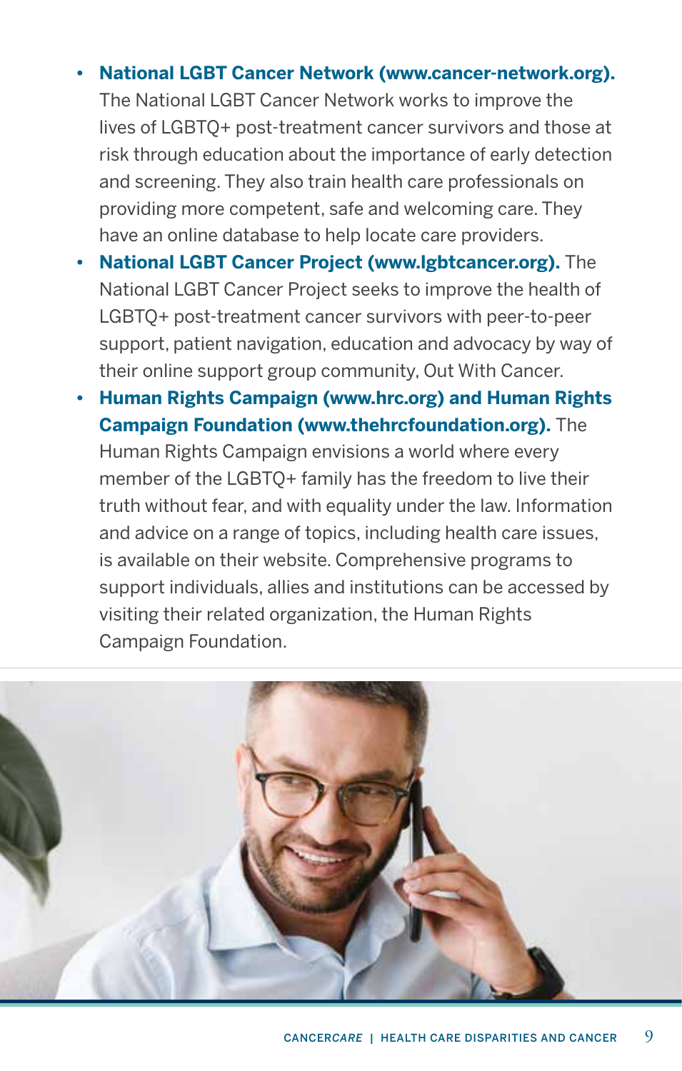- **National LGBT Cancer Network (www.cancer-network.org).** The National LGBT Cancer Network works to improve the lives of LGBTQ+ post-treatment cancer survivors and those at risk through education about the importance of early detection and screening. They also train health care professionals on providing more competent, safe and welcoming care. They have an online database to help locate care providers.
- **National LGBT Cancer Project (www.lgbtcancer.org).** The National LGBT Cancer Project seeks to improve the health of LGBTQ+ post-treatment cancer survivors with peer-to-peer support, patient navigation, education and advocacy by way of their online support group community, Out With Cancer.
- **Human Rights Campaign (www.hrc.org) and Human Rights Campaign Foundation (www.thehrcfoundation.org).** The Human Rights Campaign envisions a world where every member of the LGBTQ+ family has the freedom to live their truth without fear, and with equality under the law. Information and advice on a range of topics, including health care issues, is available on their website. Comprehensive programs to support individuals, allies and institutions can be accessed by visiting their related organization, the Human Rights Campaign Foundation.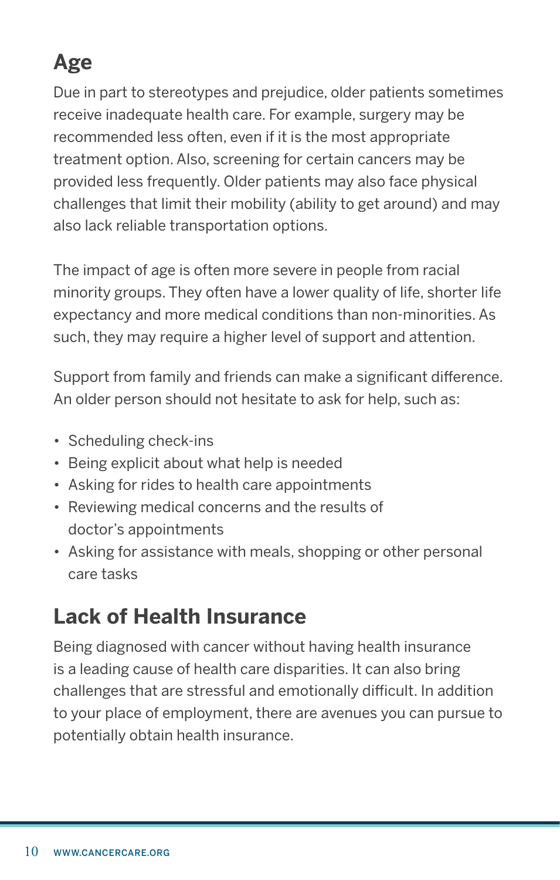## Age

Due in part to stereotypes and prejudice, older patients sometimes receive inadequate health care. For example, surgery may be recommended less often, even if it is the most appropriate treatment option. Also, screening for certain cancers may be provided less frequently. Older patients may also face physical challenges that limit their mobility (ability to get around) and may also lack reliable transportation options.

The impact of age is often more severe in people from racial minority groups. They often have a lower quality of life, shorter life expectancy and more medical conditions than non-minorities. As such, they may require a higher level of support and attention.

Support from family and friends can make a significant difference. An older person should not hesitate to ask for help, such as:

- Scheduling check-ins
- Being explicit about what help is needed
- Asking for rides to health care appointments
- Reviewing medical concerns and the results of doctor's appointments
- Asking for assistance with meals, shopping or other personal care tasks

## Lack of Health Insurance

Being diagnosed with cancer without having health insurance is a leading cause of health care disparities. It can also bring challenges that are stressful and emotionally difficult. In addition to your place of employment, there are avenues you can pursue to potentially obtain health insurance.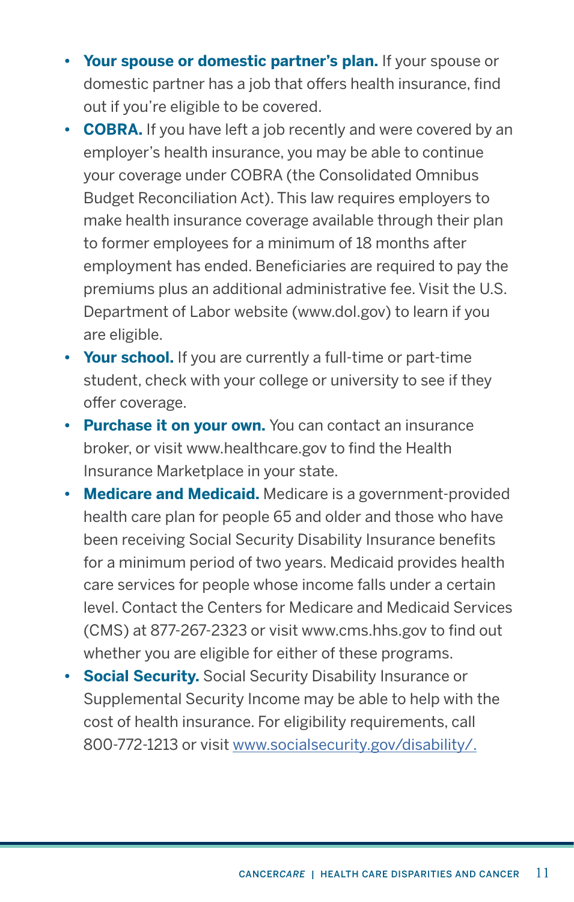- **Your spouse or domestic partner's plan.** If your spouse or domestic partner has a job that offers health insurance, find out if you're eligible to be covered.
- **COBRA.** If you have left a job recently and were covered by an employer's health insurance, you may be able to continue your coverage under COBRA (the Consolidated Omnibus Budget Reconciliation Act). This law requires employers to make health insurance coverage available through their plan to former employees for a minimum of 18 months after employment has ended. Beneficiaries are required to pay the premiums plus an additional administrative fee. Visit the U.S. Department of Labor website (www.dol.gov) to learn if you are eligible.
- **Your school.** If you are currently a full-time or part-time student, check with your college or university to see if they offer coverage.
- **Purchase it on your own.** You can contact an insurance broker, or visit www.healthcare.gov to find the Health Insurance Marketplace in your state.
- **Medicare and Medicaid.** Medicare is a government-provided health care plan for people 65 and older and those who have been receiving Social Security Disability Insurance benefits for a minimum period of two years. Medicaid provides health care services for people whose income falls under a certain level. Contact the Centers for Medicare and Medicaid Services (CMS) at 877-267-2323 or visit www.cms.hhs.gov to find out whether you are eligible for either of these programs.
- **Social Security.** Social Security Disability Insurance or Supplemental Security Income may be able to help with the cost of health insurance. For eligibility requirements, call 800-772-1213 or visit www.socialsecurity.gov/disability/.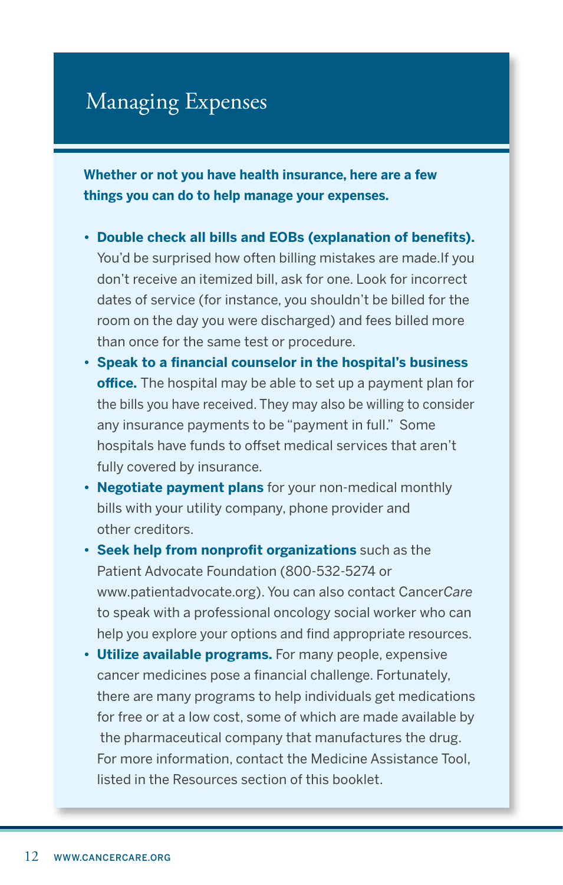# Managing Expenses

**Whether or not you have health insurance, here are a few things you can do to help manage your expenses.**

- **Double check all bills and EOBs (explanation of benefits).** You'd be surprised how often billing mistakes are made.If you don't receive an itemized bill, ask for one. Look for incorrect dates of service (for instance, you shouldn't be billed for the room on the day you were discharged) and fees billed more than once for the same test or procedure.
- **Speak to a financial counselor in the hospital's business office.** The hospital may be able to set up a payment plan for the bills you have received. They may also be willing to consider any insurance payments to be "payment in full." Some hospitals have funds to offset medical services that aren't fully covered by insurance.
- **Negotiate payment plans** for your non-medical monthly bills with your utility company, phone provider and other creditors.
- **Seek help from nonprofit organizations** such as the Patient Advocate Foundation (800-532-5274 or www.patientadvocate.org). You can also contact Cancer*Care* to speak with a professional oncology social worker who can help you explore your options and find appropriate resources.
- **Utilize available programs.** For many people, expensive cancer medicines pose a financial challenge. Fortunately, there are many programs to help individuals get medications for free or at a low cost, some of which are made available by the pharmaceutical company that manufactures the drug. For more information, contact the Medicine Assistance Tool, listed in the Resources section of this booklet.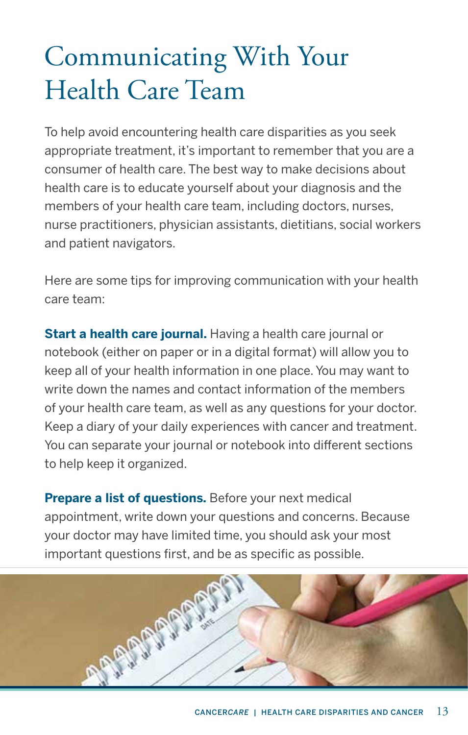# Communicating With Your Health Care Team

To help avoid encountering health care disparities as you seek appropriate treatment, it's important to remember that you are a consumer of health care. The best way to make decisions about health care is to educate yourself about your diagnosis and the members of your health care team, including doctors, nurses, nurse practitioners, physician assistants, dietitians, social workers and patient navigators.

Here are some tips for improving communication with your health care team:

**Start a health care journal.** Having a health care journal or notebook (either on paper or in a digital format) will allow you to keep all of your health information in one place. You may want to write down the names and contact information of the members of your health care team, as well as any questions for your doctor. Keep a diary of your daily experiences with cancer and treatment. You can separate your journal or notebook into different sections to help keep it organized.

**Prepare a list of questions.** Before your next medical appointment, write down your questions and concerns. Because your doctor may have limited time, you should ask your most important questions first, and be as specific as possible.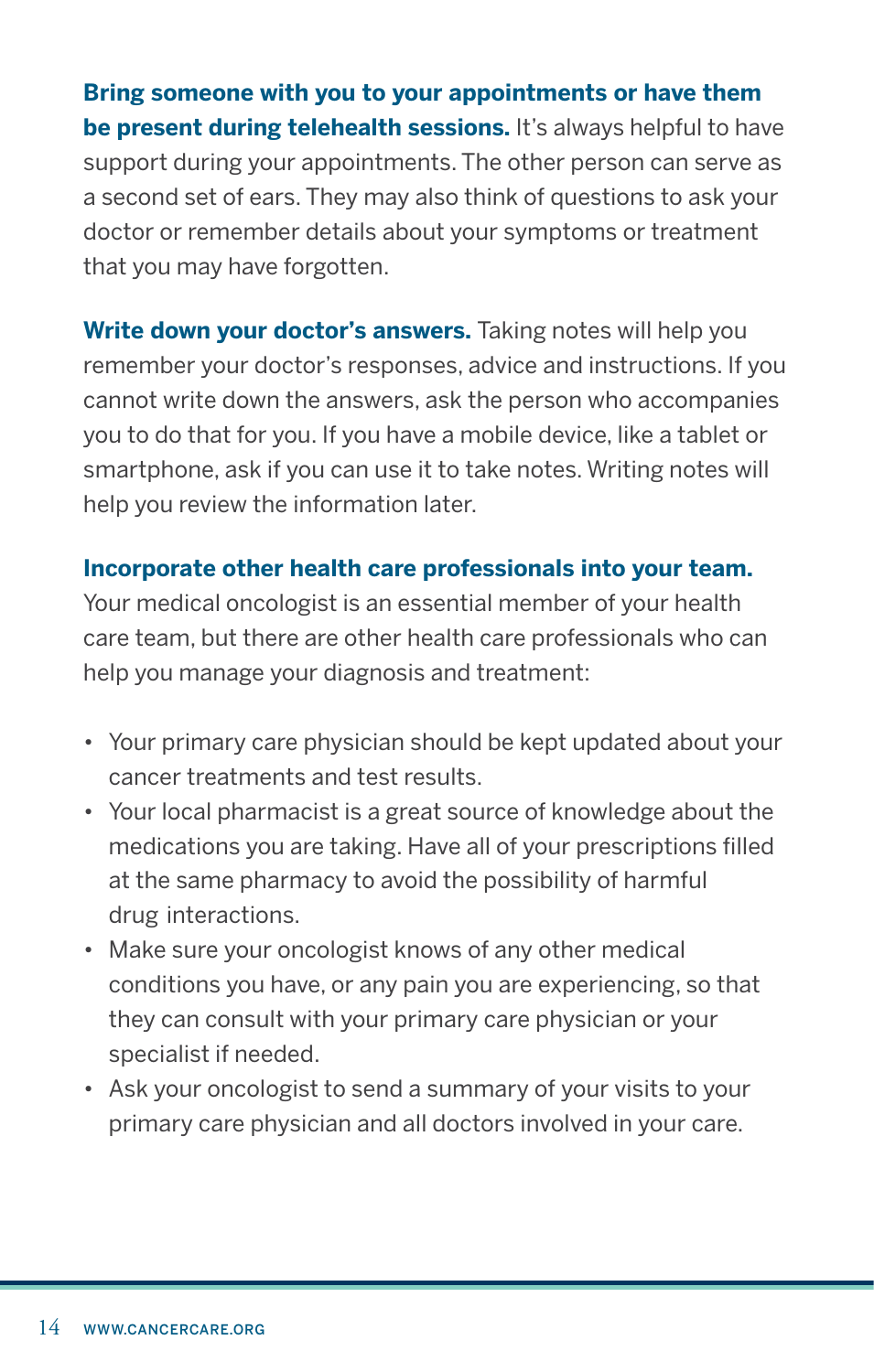**Bring someone with you to your appointments or have them be present during telehealth sessions.** It's always helpful to have support during your appointments. The other person can serve as a second set of ears. They may also think of questions to ask your doctor or remember details about your symptoms or treatment that you may have forgotten.

**Write down your doctor's answers.** Taking notes will help you remember your doctor's responses, advice and instructions. If you cannot write down the answers, ask the person who accompanies you to do that for you. If you have a mobile device, like a tablet or smartphone, ask if you can use it to take notes. Writing notes will help you review the information later.

**Incorporate other health care professionals into your team.** Your medical oncologist is an essential member of your health care team, but there are other health care professionals who can help you manage your diagnosis and treatment:

- Your primary care physician should be kept updated about your cancer treatments and test results.
- Your local pharmacist is a great source of knowledge about the medications you are taking. Have all of your prescriptions filled at the same pharmacy to avoid the possibility of harmful drug interactions.
- Make sure your oncologist knows of any other medical conditions you have, or any pain you are experiencing, so that they can consult with your primary care physician or your specialist if needed.
- Ask your oncologist to send a summary of your visits to your primary care physician and all doctors involved in your care.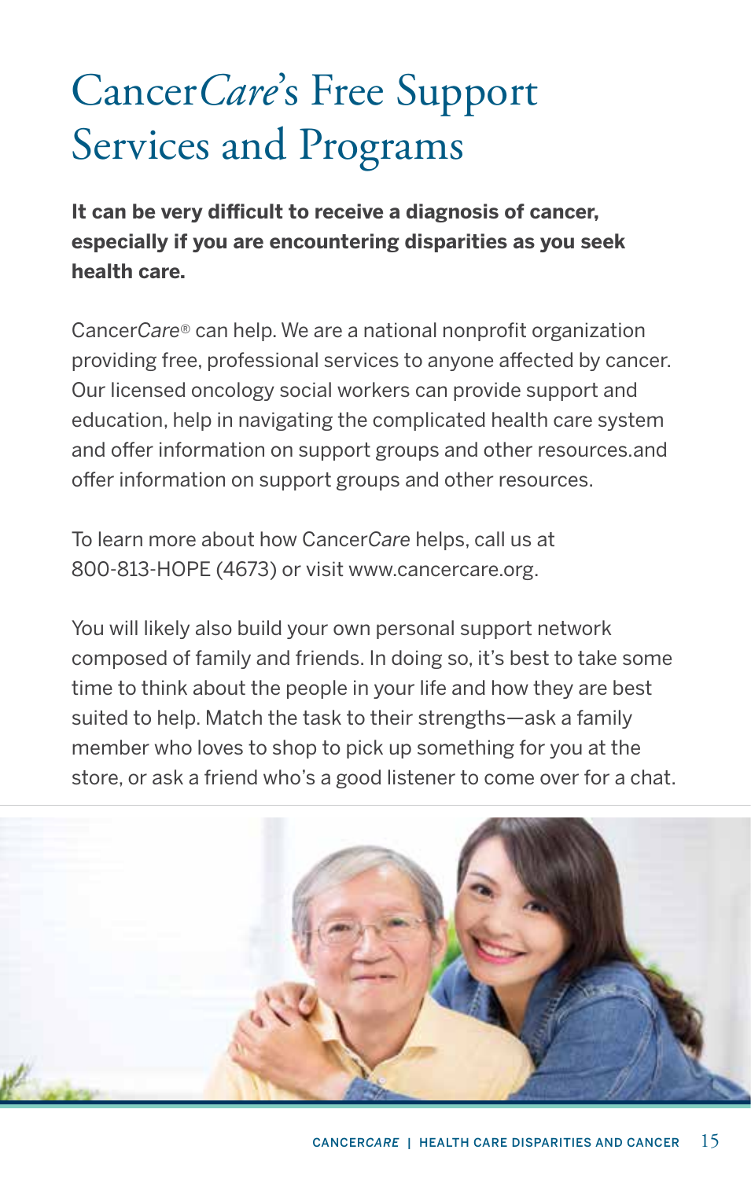# Cancer*Care*'s Free Support Services and Programs

**It can be very difficult to receive a diagnosis of cancer, especially if you are encountering disparities as you seek health care.**

Cancer*Care*® can help. We are a national nonprofit organization providing free, professional services to anyone affected by cancer. Our licensed oncology social workers can provide support and education, help in navigating the complicated health care system and offer information on support groups and other resources.and offer information on support groups and other resources.

To learn more about how Cancer*Care* helps, call us at 800-813-HOPE (4673) or visit www.cancercare.org.

You will likely also build your own personal support network composed of family and friends. In doing so, it's best to take some time to think about the people in your life and how they are best suited to help. Match the task to their strengths—ask a family member who loves to shop to pick up something for you at the store, or ask a friend who's a good listener to come over for a chat.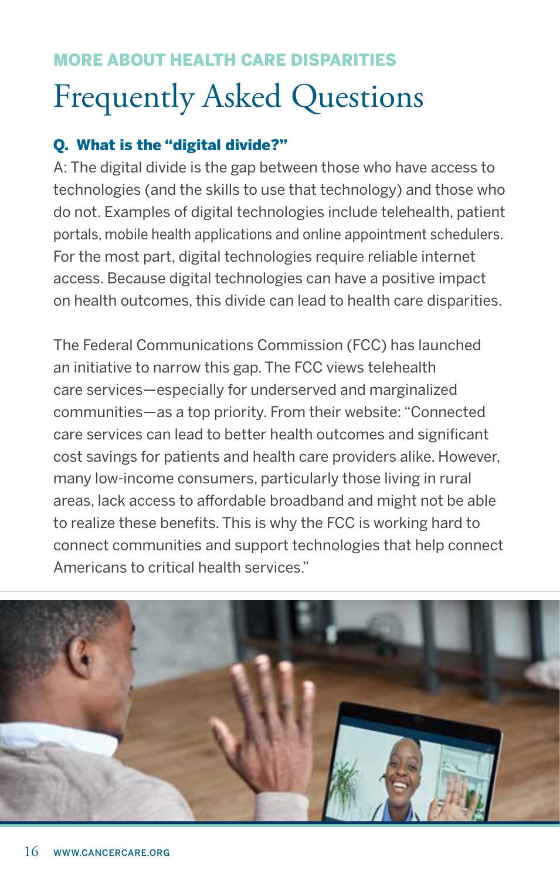MORE ABOUT HEALTH CARE DISPARITIES

# Frequently Asked Questions

### Q. What is the "digital divide?"

A: The digital divide is the gap between those who have access to technologies (and the skills to use that technology) and those who do not. Examples of digital technologies include telehealth, patient portals, mobile health applications and online appointment schedulers. For the most part, digital technologies require reliable internet access. Because digital technologies can have a positive impact on health outcomes, this divide can lead to health care disparities.

The Federal Communications Commission (FCC) has launched an initiative to narrow this gap. The FCC views telehealth care services—especially for underserved and marginalized communities—as a top priority. From their website: "Connected care services can lead to better health outcomes and significant cost savings for patients and health care providers alike. However, many low-income consumers, particularly those living in rural areas, lack access to affordable broadband and might not be able to realize these benefits. This is why the FCC is working hard to connect communities and support technologies that help connect Americans to critical health services."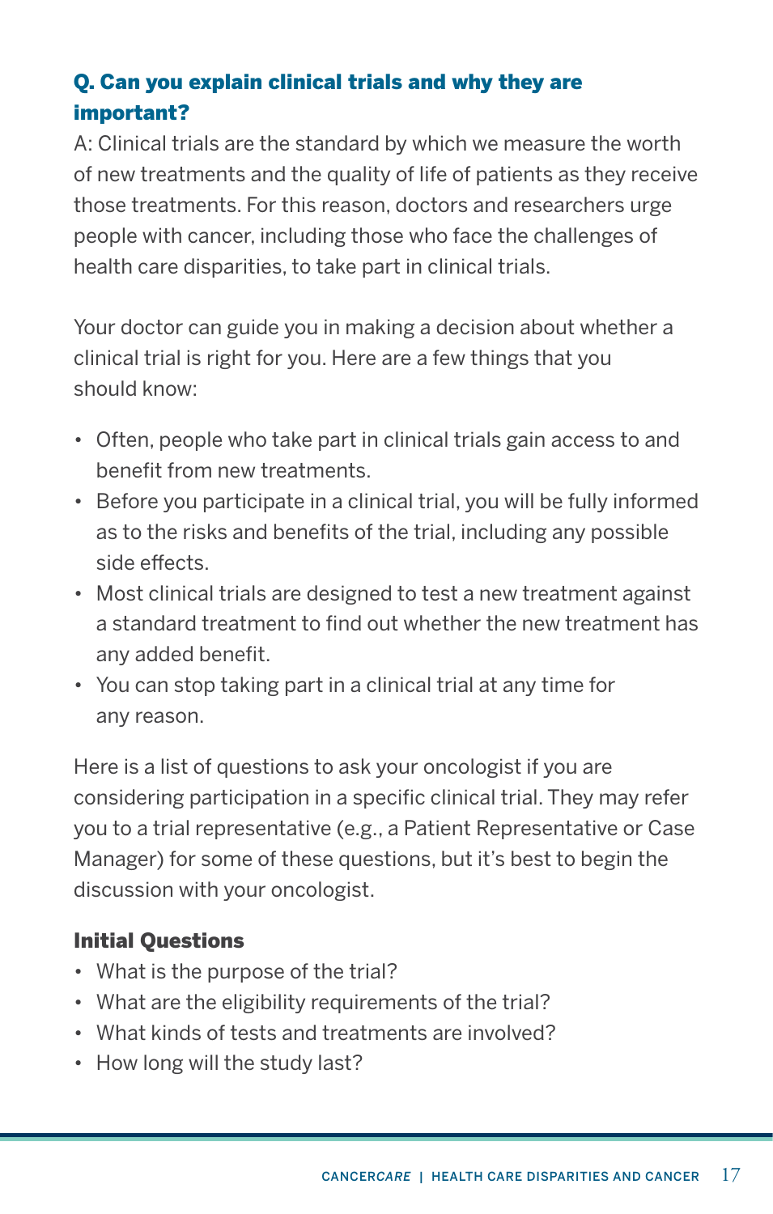### Q. Can you explain clinical trials and why they are important?

A: Clinical trials are the standard by which we measure the worth of new treatments and the quality of life of patients as they receive those treatments. For this reason, doctors and researchers urge people with cancer, including those who face the challenges of health care disparities, to take part in clinical trials.

Your doctor can guide you in making a decision about whether a clinical trial is right for you. Here are a few things that you should know:

- Often, people who take part in clinical trials gain access to and benefit from new treatments.
- Before you participate in a clinical trial, you will be fully informed as to the risks and benefits of the trial, including any possible side effects.
- Most clinical trials are designed to test a new treatment against a standard treatment to find out whether the new treatment has any added benefit.
- You can stop taking part in a clinical trial at any time for any reason.

Here is a list of questions to ask your oncologist if you are considering participation in a specific clinical trial. They may refer you to a trial representative (e.g., a Patient Representative or Case Manager) for some of these questions, but it's best to begin the discussion with your oncologist.

#### Initial Questions

- What is the purpose of the trial?
- What are the eligibility requirements of the trial?
- What kinds of tests and treatments are involved?
- How long will the study last?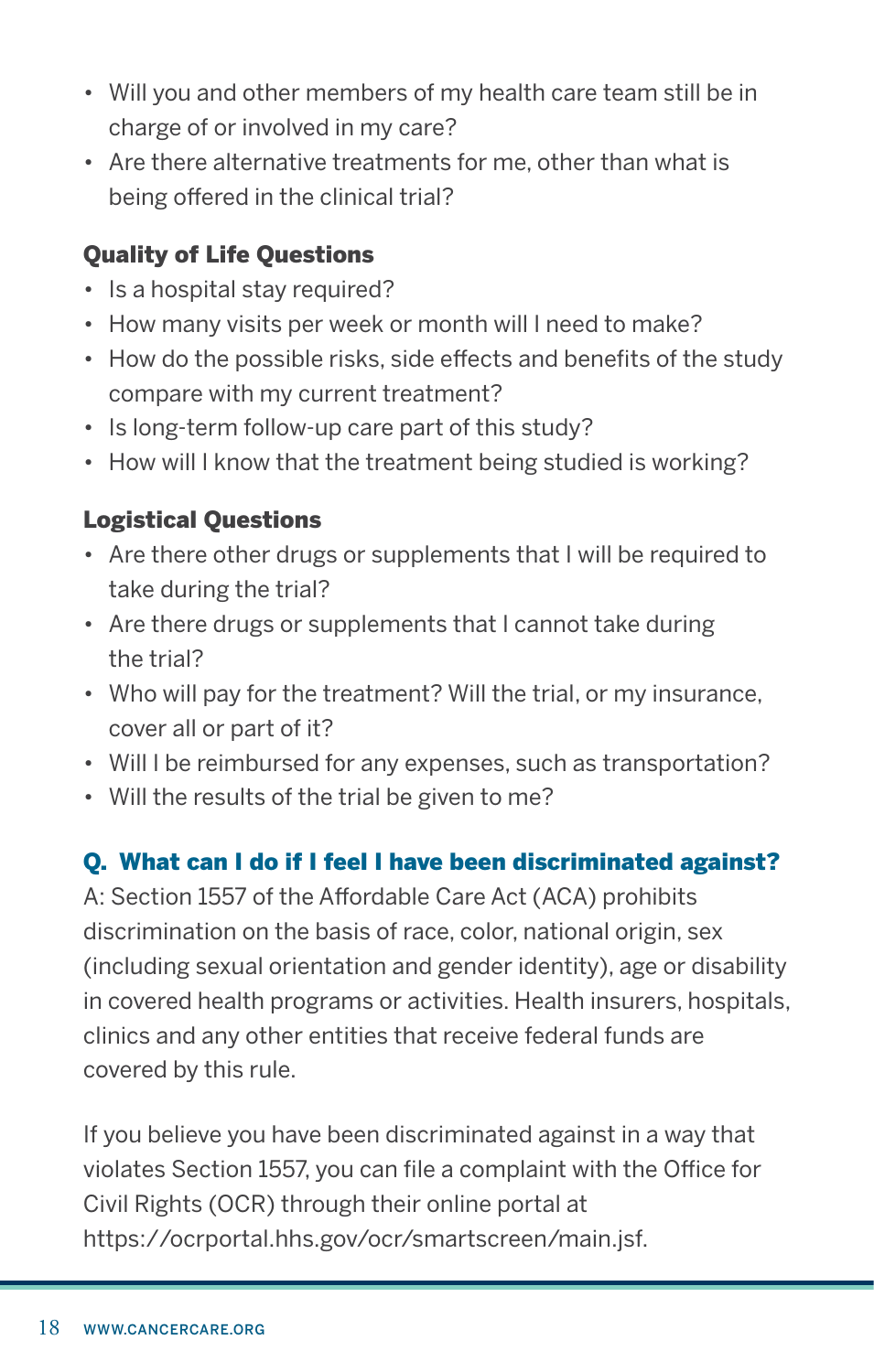- Will you and other members of my health care team still be in charge of or involved in my care?
- Are there alternative treatments for me, other than what is being offered in the clinical trial?

### Quality of Life Questions

- Is a hospital stay required?
- How many visits per week or month will I need to make?
- How do the possible risks, side effects and benefits of the study compare with my current treatment?
- Is long-term follow-up care part of this study?
- How will I know that the treatment being studied is working?

### Logistical Questions

- Are there other drugs or supplements that I will be required to take during the trial?
- Are there drugs or supplements that I cannot take during the trial?
- Who will pay for the treatment? Will the trial, or my insurance, cover all or part of it?
- Will I be reimbursed for any expenses, such as transportation?
- Will the results of the trial be given to me?

### Q. What can I do if I feel I have been discriminated against?

A: Section 1557 of the Affordable Care Act (ACA) prohibits discrimination on the basis of race, color, national origin, sex (including sexual orientation and gender identity), age or disability in covered health programs or activities. Health insurers, hospitals, clinics and any other entities that receive federal funds are covered by this rule.

If you believe you have been discriminated against in a way that violates Section 1557, you can file a complaint with the Office for Civil Rights (OCR) through their online portal at https://ocrportal.hhs.gov/ocr/smartscreen/main.jsf.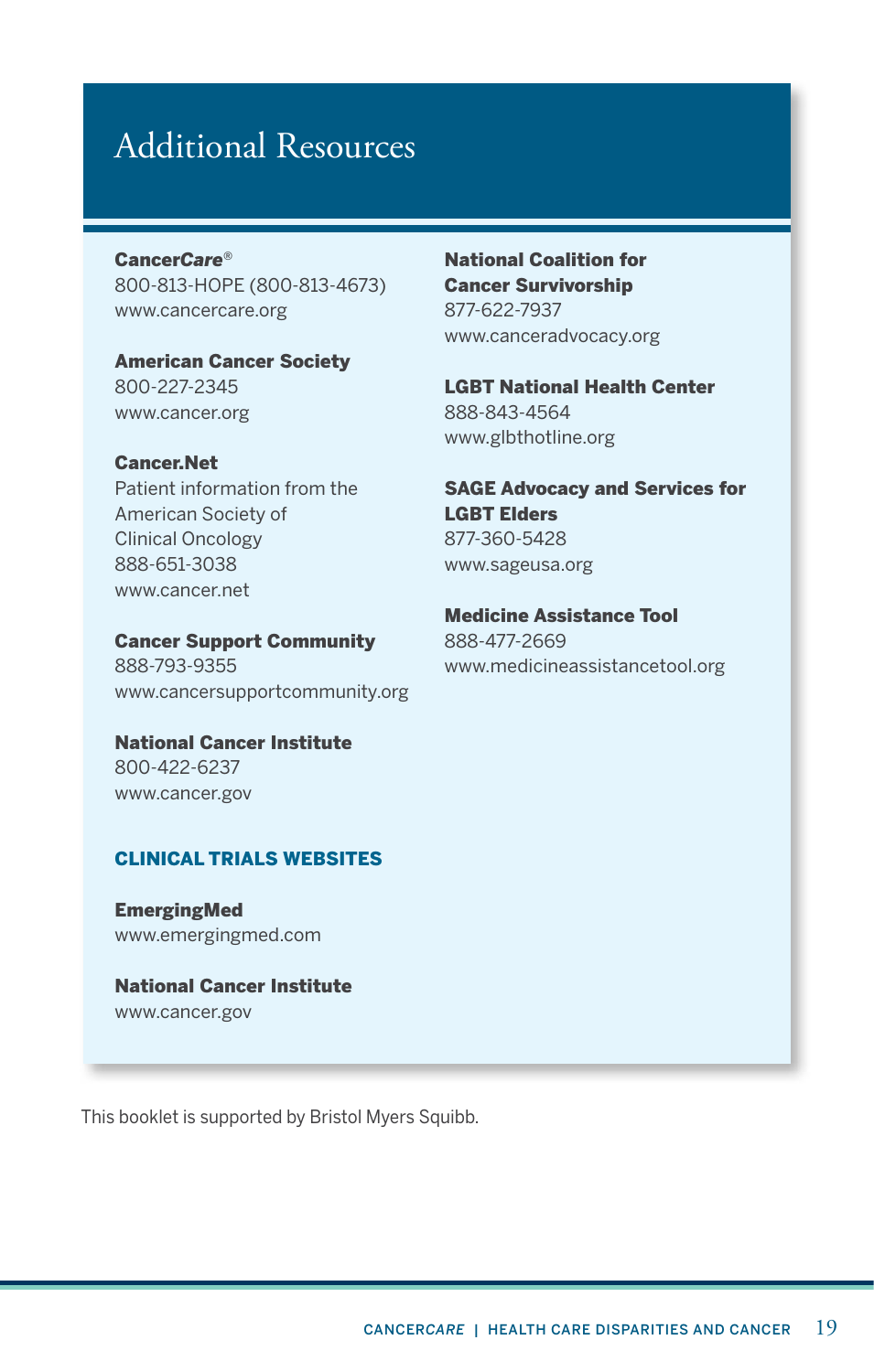# Additional Resources

**Cancer*Care*®**
800-813-HOPE (800-813-4673)
www.cancercare.org

**American Cancer Society**
800-227-2345
www.cancer.org

**Cancer.Net**
Patient information from the American Society of Clinical Oncology
888-651-3038
www.cancer.net

**Cancer Support Community**
888-793-9355
www.cancersupportcommunity.org

**National Cancer Institute**
800-422-6237
www.cancer.gov

**National Coalition for Cancer Survivorship**
877-622-7937
www.canceradvocacy.org

**LGBT National Health Center**
888-843-4564
www.glbthotline.org

**SAGE Advocacy and Services for LGBT Elders**
877-360-5428
www.sageusa.org

**Medicine Assistance Tool**
888-477-2669
www.medicineassistancetool.org

## CLINICAL TRIALS WEBSITES

**EmergingMed**
www.emergingmed.com

**National Cancer Institute**
www.cancer.gov

This booklet is supported by Bristol Myers Squibb.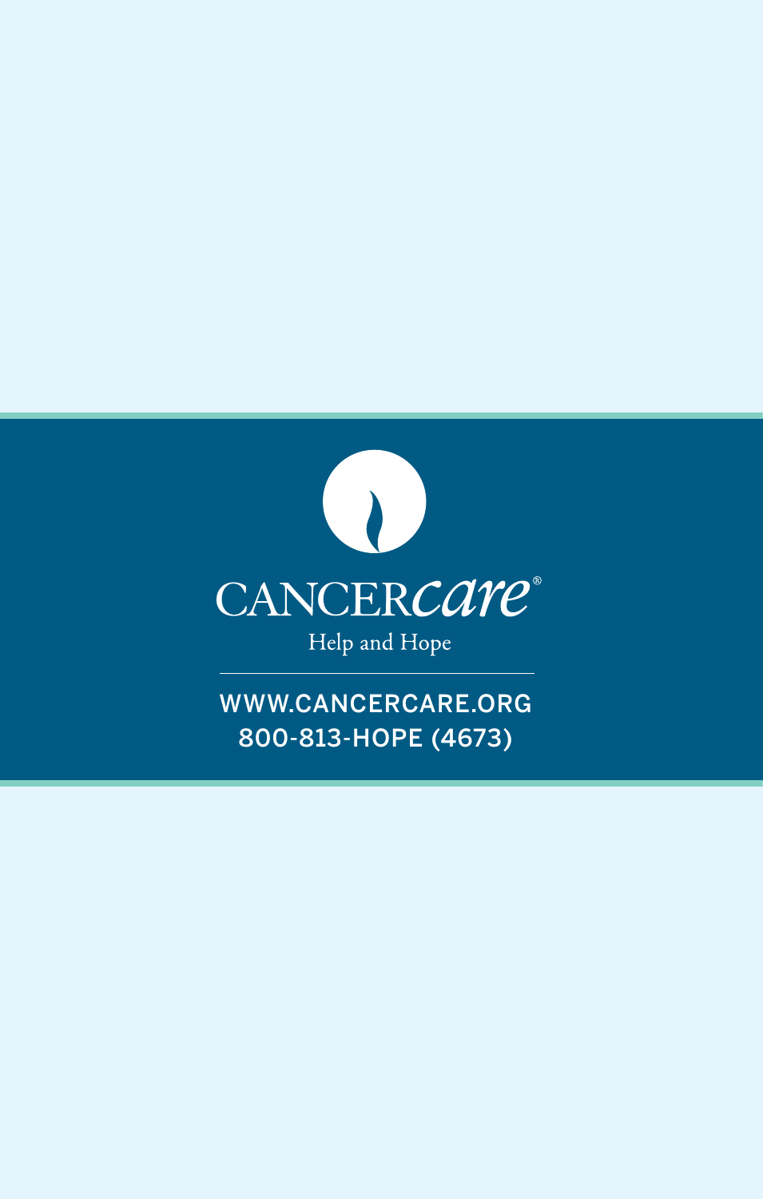CANCERcare®

Help and Hope

WWW.CANCERCARE.ORG

800-813-HOPE (4673)